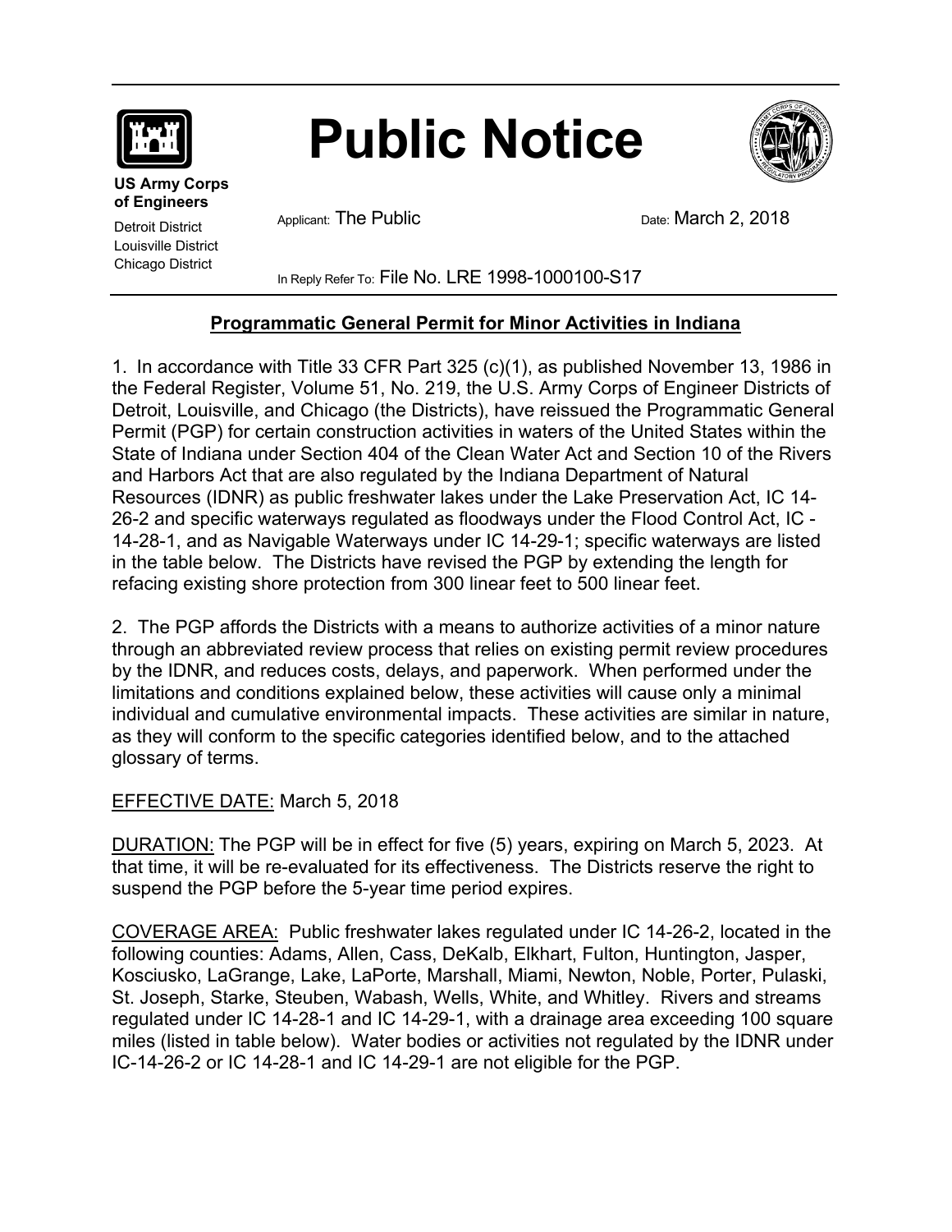# Public Notice

**US Army Corps of Engineers**

Detroit District
Louisville District
Chicago District

Applicant: The Public

Date: March 2, 2018

In Reply Refer To: File No. LRE 1998-1000100-S17

## Programmatic General Permit for Minor Activities in Indiana

1. In accordance with Title 33 CFR Part 325 (c)(1), as published November 13, 1986 in the Federal Register, Volume 51, No. 219, the U.S. Army Corps of Engineer Districts of Detroit, Louisville, and Chicago (the Districts), have reissued the Programmatic General Permit (PGP) for certain construction activities in waters of the United States within the State of Indiana under Section 404 of the Clean Water Act and Section 10 of the Rivers and Harbors Act that are also regulated by the Indiana Department of Natural Resources (IDNR) as public freshwater lakes under the Lake Preservation Act, IC 14-26-2 and specific waterways regulated as floodways under the Flood Control Act, IC - 14-28-1, and as Navigable Waterways under IC 14-29-1; specific waterways are listed in the table below. The Districts have revised the PGP by extending the length for refacing existing shore protection from 300 linear feet to 500 linear feet.

2. The PGP affords the Districts with a means to authorize activities of a minor nature through an abbreviated review process that relies on existing permit review procedures by the IDNR, and reduces costs, delays, and paperwork. When performed under the limitations and conditions explained below, these activities will cause only a minimal individual and cumulative environmental impacts. These activities are similar in nature, as they will conform to the specific categories identified below, and to the attached glossary of terms.

EFFECTIVE DATE: March 5, 2018

DURATION: The PGP will be in effect for five (5) years, expiring on March 5, 2023. At that time, it will be re-evaluated for its effectiveness. The Districts reserve the right to suspend the PGP before the 5-year time period expires.

COVERAGE AREA: Public freshwater lakes regulated under IC 14-26-2, located in the following counties: Adams, Allen, Cass, DeKalb, Elkhart, Fulton, Huntington, Jasper, Kosciusko, LaGrange, Lake, LaPorte, Marshall, Miami, Newton, Noble, Porter, Pulaski, St. Joseph, Starke, Steuben, Wabash, Wells, White, and Whitley. Rivers and streams regulated under IC 14-28-1 and IC 14-29-1, with a drainage area exceeding 100 square miles (listed in table below). Water bodies or activities not regulated by the IDNR under IC-14-26-2 or IC 14-28-1 and IC 14-29-1 are not eligible for the PGP.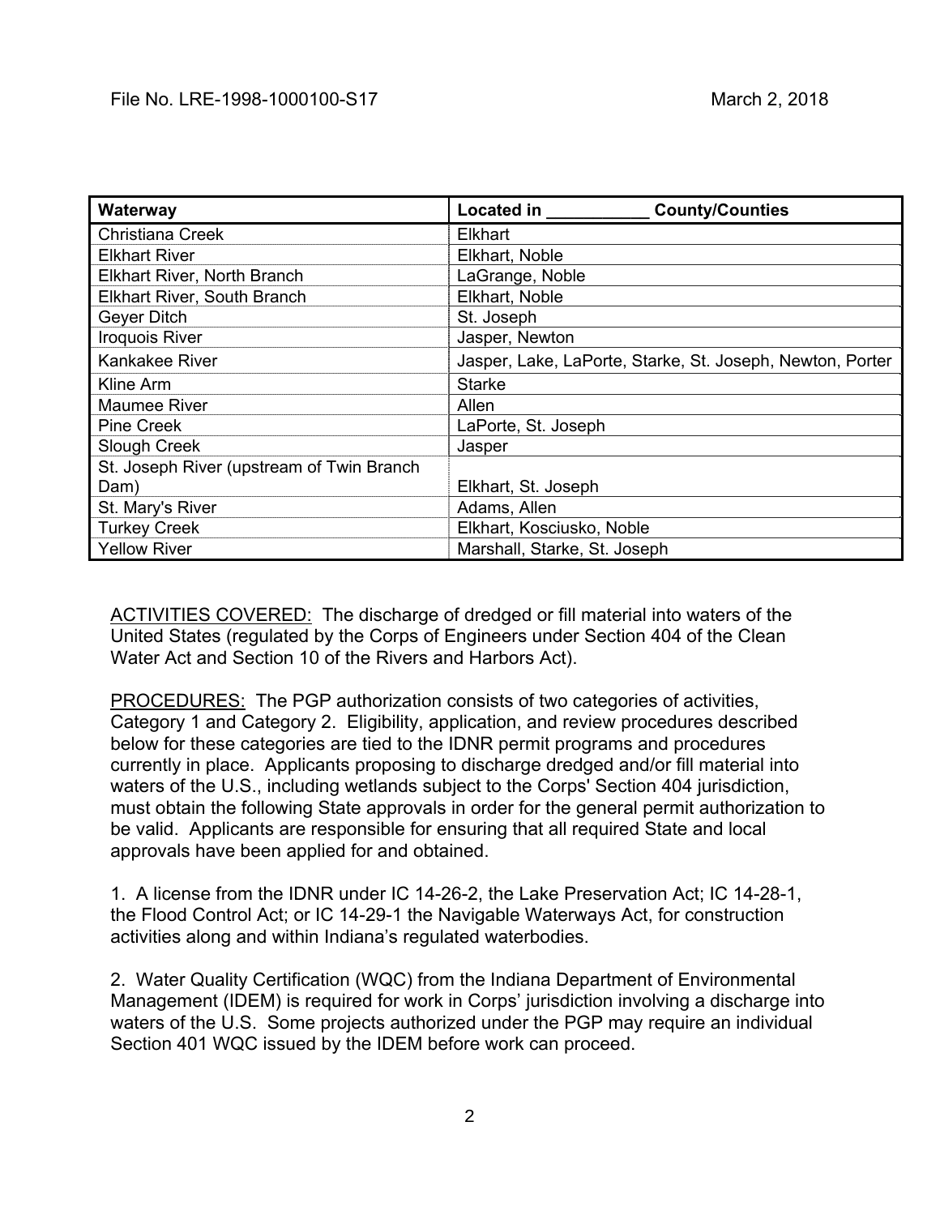File No. LRE-1998-1000100-S17 March 2, 2018

| Waterway | Located in ___________ County/Counties |
|---|---|
| Christiana Creek | Elkhart |
| Elkhart River | Elkhart, Noble |
| Elkhart River, North Branch | LaGrange, Noble |
| Elkhart River, South Branch | Elkhart, Noble |
| Geyer Ditch | St. Joseph |
| Iroquois River | Jasper, Newton |
| Kankakee River | Jasper, Lake, LaPorte, Starke, St. Joseph, Newton, Porter |
| Kline Arm | Starke |
| Maumee River | Allen |
| Pine Creek | LaPorte, St. Joseph |
| Slough Creek | Jasper |
| St. Joseph River (upstream of Twin Branch Dam) | Elkhart, St. Joseph |
| St. Mary's River | Adams, Allen |
| Turkey Creek | Elkhart, Kosciusko, Noble |
| Yellow River | Marshall, Starke, St. Joseph |

ACTIVITIES COVERED: The discharge of dredged or fill material into waters of the United States (regulated by the Corps of Engineers under Section 404 of the Clean Water Act and Section 10 of the Rivers and Harbors Act).

PROCEDURES: The PGP authorization consists of two categories of activities, Category 1 and Category 2. Eligibility, application, and review procedures described below for these categories are tied to the IDNR permit programs and procedures currently in place. Applicants proposing to discharge dredged and/or fill material into waters of the U.S., including wetlands subject to the Corps' Section 404 jurisdiction, must obtain the following State approvals in order for the general permit authorization to be valid. Applicants are responsible for ensuring that all required State and local approvals have been applied for and obtained.

1. A license from the IDNR under IC 14-26-2, the Lake Preservation Act; IC 14-28-1, the Flood Control Act; or IC 14-29-1 the Navigable Waterways Act, for construction activities along and within Indiana's regulated waterbodies.

2. Water Quality Certification (WQC) from the Indiana Department of Environmental Management (IDEM) is required for work in Corps' jurisdiction involving a discharge into waters of the U.S. Some projects authorized under the PGP may require an individual Section 401 WQC issued by the IDEM before work can proceed.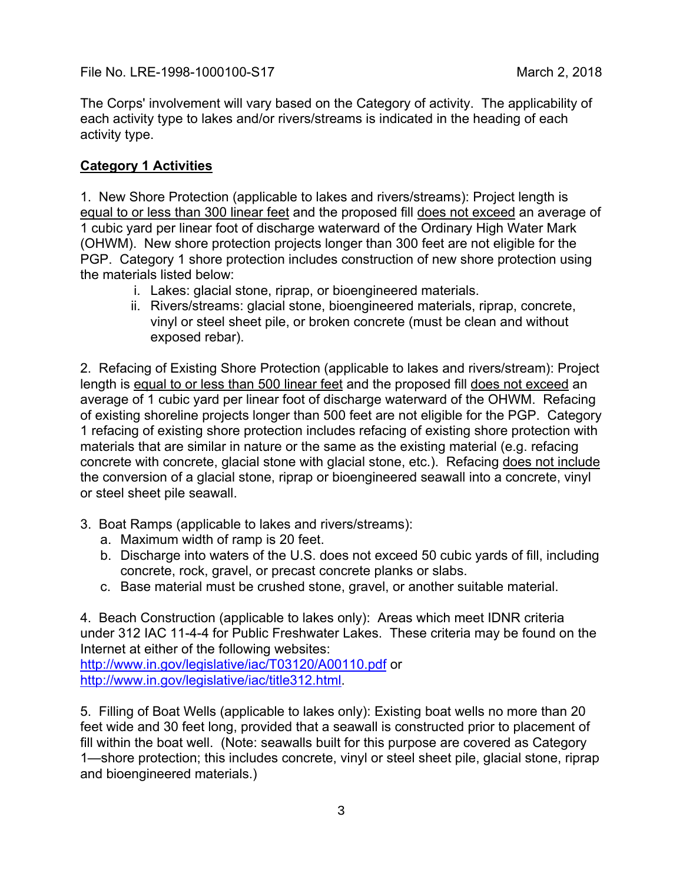File No. LRE-1998-1000100-S17 March 2, 2018

The Corps' involvement will vary based on the Category of activity. The applicability of each activity type to lakes and/or rivers/streams is indicated in the heading of each activity type.

## Category 1 Activities

1. New Shore Protection (applicable to lakes and rivers/streams): Project length is <u>equal to or less than 300 linear feet</u> and the proposed fill <u>does not exceed</u> an average of 1 cubic yard per linear foot of discharge waterward of the Ordinary High Water Mark (OHWM). New shore protection projects longer than 300 feet are not eligible for the PGP. Category 1 shore protection includes construction of new shore protection using the materials listed below:
   i. Lakes: glacial stone, riprap, or bioengineered materials.
   ii. Rivers/streams: glacial stone, bioengineered materials, riprap, concrete, vinyl or steel sheet pile, or broken concrete (must be clean and without exposed rebar).

2. Refacing of Existing Shore Protection (applicable to lakes and rivers/stream): Project length is <u>equal to or less than 500 linear feet</u> and the proposed fill <u>does not exceed</u> an average of 1 cubic yard per linear foot of discharge waterward of the OHWM. Refacing of existing shoreline projects longer than 500 feet are not eligible for the PGP. Category 1 refacing of existing shore protection includes refacing of existing shore protection with materials that are similar in nature or the same as the existing material (e.g. refacing concrete with concrete, glacial stone with glacial stone, etc.). Refacing <u>does not include</u> the conversion of a glacial stone, riprap or bioengineered seawall into a concrete, vinyl or steel sheet pile seawall.

3. Boat Ramps (applicable to lakes and rivers/streams):
   a. Maximum width of ramp is 20 feet.
   b. Discharge into waters of the U.S. does not exceed 50 cubic yards of fill, including concrete, rock, gravel, or precast concrete planks or slabs.
   c. Base material must be crushed stone, gravel, or another suitable material.

4. Beach Construction (applicable to lakes only): Areas which meet IDNR criteria under 312 IAC 11-4-4 for Public Freshwater Lakes. These criteria may be found on the Internet at either of the following websites:
[http://www.in.gov/legislative/iac/T03120/A00110.pdf](http://www.in.gov/legislative/iac/T03120/A00110.pdf) or
[http://www.in.gov/legislative/iac/title312.html](http://www.in.gov/legislative/iac/title312.html).

5. Filling of Boat Wells (applicable to lakes only): Existing boat wells no more than 20 feet wide and 30 feet long, provided that a seawall is constructed prior to placement of fill within the boat well. (Note: seawalls built for this purpose are covered as Category 1—shore protection; this includes concrete, vinyl or steel sheet pile, glacial stone, riprap and bioengineered materials.)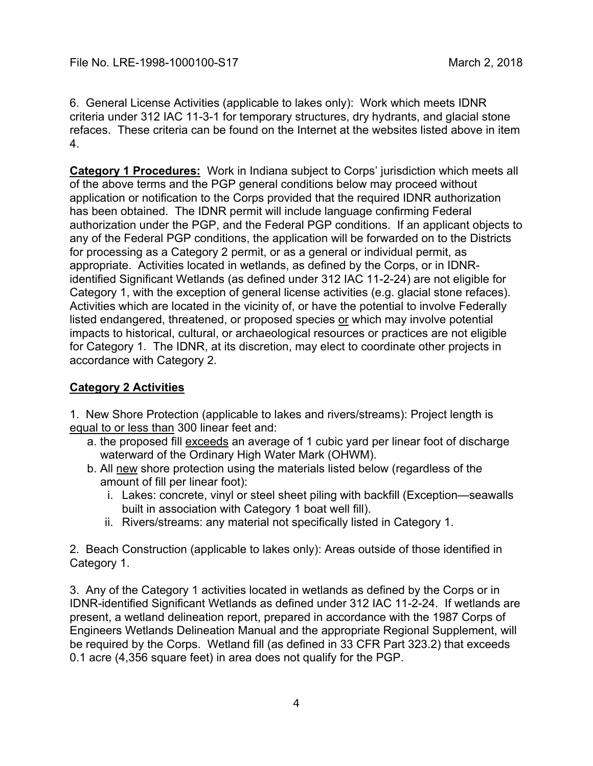6. General License Activities (applicable to lakes only): Work which meets IDNR criteria under 312 IAC 11-3-1 for temporary structures, dry hydrants, and glacial stone refaces. These criteria can be found on the Internet at the websites listed above in item 4.

**Category 1 Procedures:** Work in Indiana subject to Corps' jurisdiction which meets all of the above terms and the PGP general conditions below may proceed without application or notification to the Corps provided that the required IDNR authorization has been obtained. The IDNR permit will include language confirming Federal authorization under the PGP, and the Federal PGP conditions. If an applicant objects to any of the Federal PGP conditions, the application will be forwarded on to the Districts for processing as a Category 2 permit, or as a general or individual permit, as appropriate. Activities located in wetlands, as defined by the Corps, or in IDNR-identified Significant Wetlands (as defined under 312 IAC 11-2-24) are not eligible for Category 1, with the exception of general license activities (e.g. glacial stone refaces). Activities which are located in the vicinity of, or have the potential to involve Federally listed endangered, threatened, or proposed species or which may involve potential impacts to historical, cultural, or archaeological resources or practices are not eligible for Category 1. The IDNR, at its discretion, may elect to coordinate other projects in accordance with Category 2.

## Category 2 Activities

1. New Shore Protection (applicable to lakes and rivers/streams): Project length is equal to or less than 300 linear feet and:
   a. the proposed fill exceeds an average of 1 cubic yard per linear foot of discharge waterward of the Ordinary High Water Mark (OHWM).
   b. All new shore protection using the materials listed below (regardless of the amount of fill per linear foot):
      i. Lakes: concrete, vinyl or steel sheet piling with backfill (Exception—seawalls built in association with Category 1 boat well fill).
      ii. Rivers/streams: any material not specifically listed in Category 1.

2. Beach Construction (applicable to lakes only): Areas outside of those identified in Category 1.

3. Any of the Category 1 activities located in wetlands as defined by the Corps or in IDNR-identified Significant Wetlands as defined under 312 IAC 11-2-24. If wetlands are present, a wetland delineation report, prepared in accordance with the 1987 Corps of Engineers Wetlands Delineation Manual and the appropriate Regional Supplement, will be required by the Corps. Wetland fill (as defined in 33 CFR Part 323.2) that exceeds 0.1 acre (4,356 square feet) in area does not qualify for the PGP.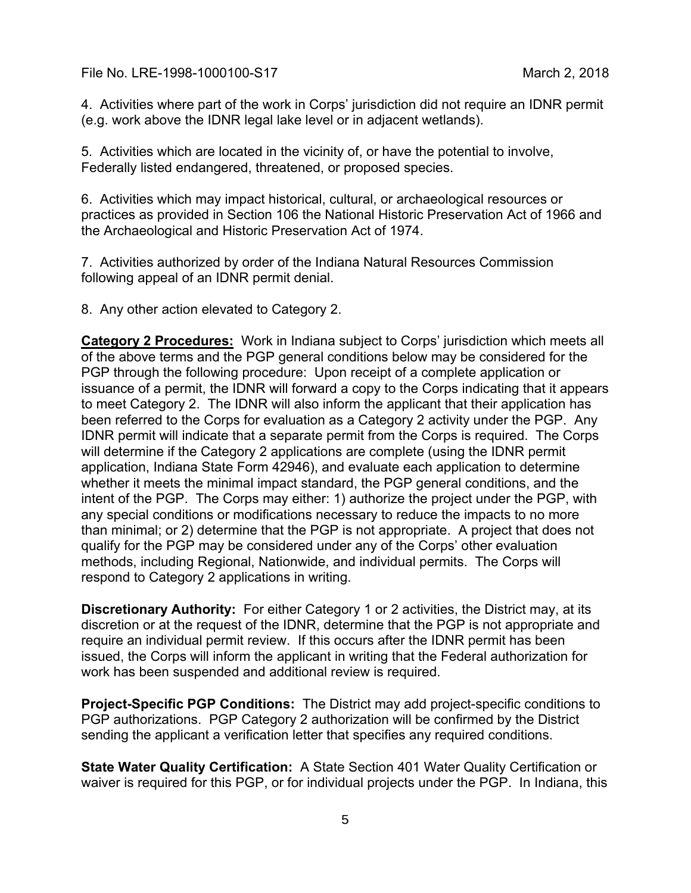4. Activities where part of the work in Corps' jurisdiction did not require an IDNR permit (e.g. work above the IDNR legal lake level or in adjacent wetlands).

5. Activities which are located in the vicinity of, or have the potential to involve, Federally listed endangered, threatened, or proposed species.

6. Activities which may impact historical, cultural, or archaeological resources or practices as provided in Section 106 the National Historic Preservation Act of 1966 and the Archaeological and Historic Preservation Act of 1974.

7. Activities authorized by order of the Indiana Natural Resources Commission following appeal of an IDNR permit denial.

8. Any other action elevated to Category 2.

**Category 2 Procedures:** Work in Indiana subject to Corps' jurisdiction which meets all of the above terms and the PGP general conditions below may be considered for the PGP through the following procedure: Upon receipt of a complete application or issuance of a permit, the IDNR will forward a copy to the Corps indicating that it appears to meet Category 2. The IDNR will also inform the applicant that their application has been referred to the Corps for evaluation as a Category 2 activity under the PGP. Any IDNR permit will indicate that a separate permit from the Corps is required. The Corps will determine if the Category 2 applications are complete (using the IDNR permit application, Indiana State Form 42946), and evaluate each application to determine whether it meets the minimal impact standard, the PGP general conditions, and the intent of the PGP. The Corps may either: 1) authorize the project under the PGP, with any special conditions or modifications necessary to reduce the impacts to no more than minimal; or 2) determine that the PGP is not appropriate. A project that does not qualify for the PGP may be considered under any of the Corps' other evaluation methods, including Regional, Nationwide, and individual permits. The Corps will respond to Category 2 applications in writing.

**Discretionary Authority:** For either Category 1 or 2 activities, the District may, at its discretion or at the request of the IDNR, determine that the PGP is not appropriate and require an individual permit review. If this occurs after the IDNR permit has been issued, the Corps will inform the applicant in writing that the Federal authorization for work has been suspended and additional review is required.

**Project-Specific PGP Conditions:** The District may add project-specific conditions to PGP authorizations. PGP Category 2 authorization will be confirmed by the District sending the applicant a verification letter that specifies any required conditions.

**State Water Quality Certification:** A State Section 401 Water Quality Certification or waiver is required for this PGP, or for individual projects under the PGP. In Indiana, this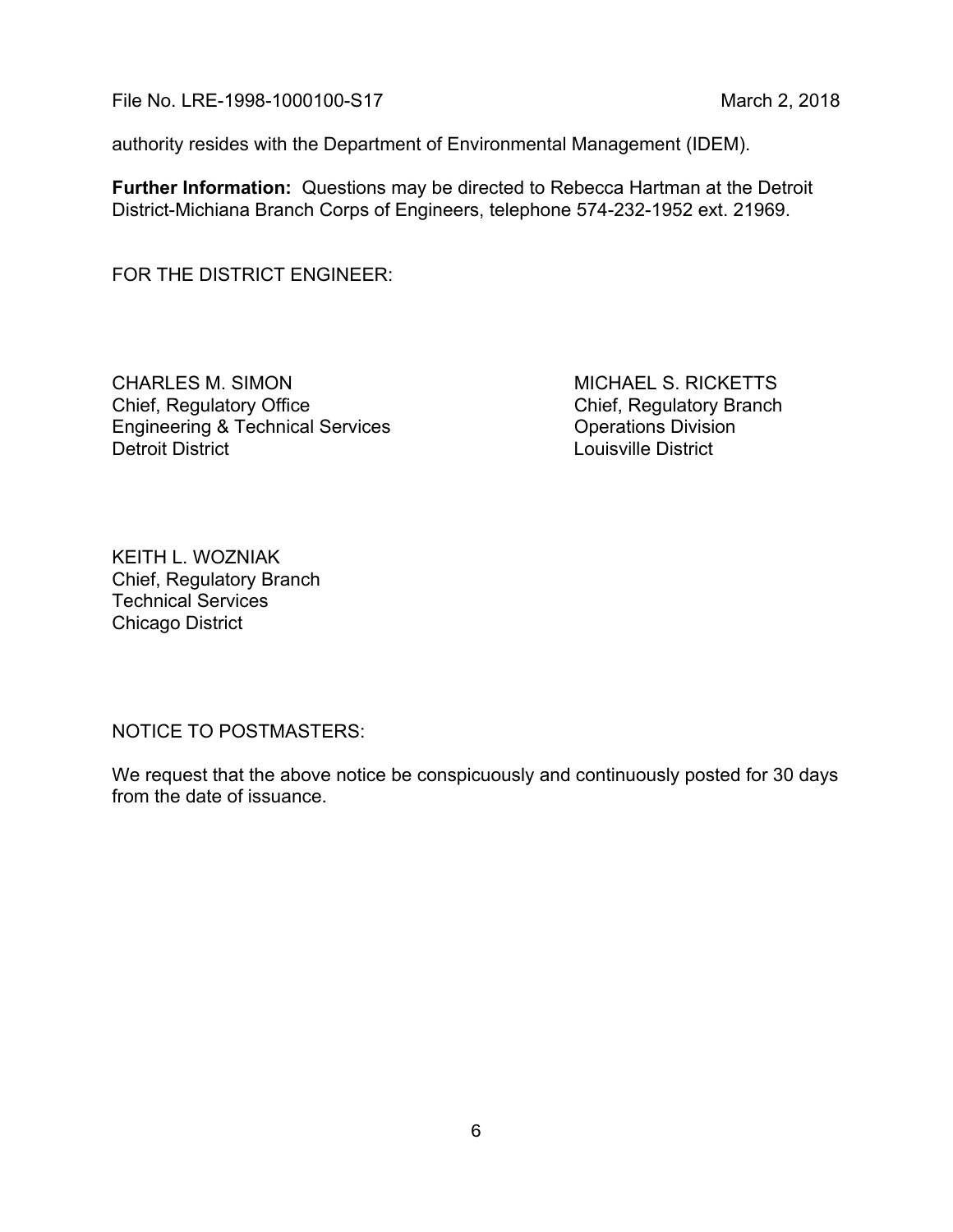authority resides with the Department of Environmental Management (IDEM).

**Further Information:** Questions may be directed to Rebecca Hartman at the Detroit District-Michiana Branch Corps of Engineers, telephone 574-232-1952 ext. 21969.

FOR THE DISTRICT ENGINEER:

CHARLES M. SIMON
Chief, Regulatory Office
Engineering & Technical Services
Detroit District

MICHAEL S. RICKETTS
Chief, Regulatory Branch
Operations Division
Louisville District

KEITH L. WOZNIAK
Chief, Regulatory Branch
Technical Services
Chicago District

NOTICE TO POSTMASTERS:

We request that the above notice be conspicuously and continuously posted for 30 days from the date of issuance.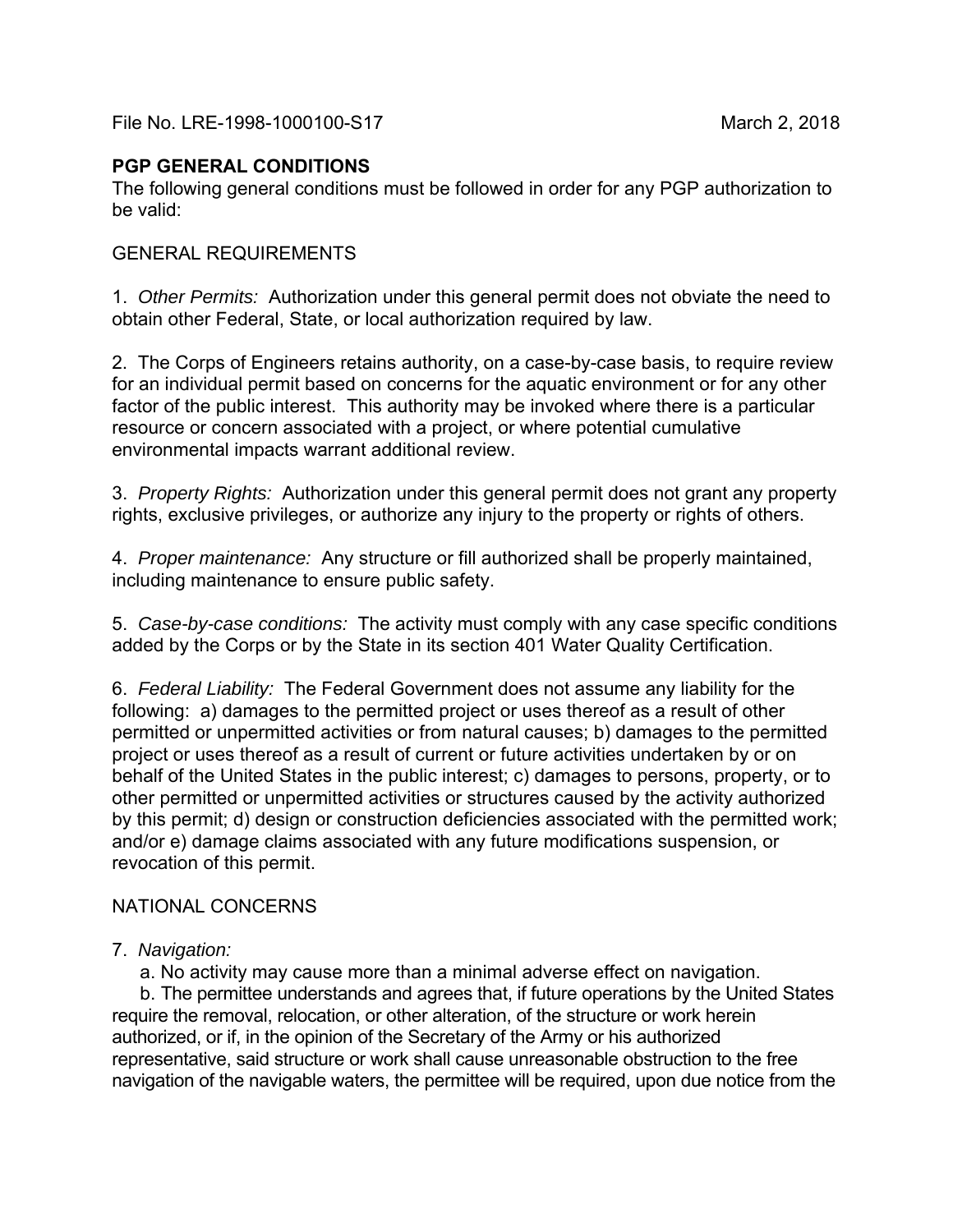File No. LRE-1998-1000100-S17 March 2, 2018

**PGP GENERAL CONDITIONS**

The following general conditions must be followed in order for any PGP authorization to be valid:

GENERAL REQUIREMENTS

1. *Other Permits:* Authorization under this general permit does not obviate the need to obtain other Federal, State, or local authorization required by law.

2. The Corps of Engineers retains authority, on a case-by-case basis, to require review for an individual permit based on concerns for the aquatic environment or for any other factor of the public interest. This authority may be invoked where there is a particular resource or concern associated with a project, or where potential cumulative environmental impacts warrant additional review.

3. *Property Rights:* Authorization under this general permit does not grant any property rights, exclusive privileges, or authorize any injury to the property or rights of others.

4. *Proper maintenance:* Any structure or fill authorized shall be properly maintained, including maintenance to ensure public safety.

5. *Case-by-case conditions:* The activity must comply with any case specific conditions added by the Corps or by the State in its section 401 Water Quality Certification.

6. *Federal Liability:* The Federal Government does not assume any liability for the following: a) damages to the permitted project or uses thereof as a result of other permitted or unpermitted activities or from natural causes; b) damages to the permitted project or uses thereof as a result of current or future activities undertaken by or on behalf of the United States in the public interest; c) damages to persons, property, or to other permitted or unpermitted activities or structures caused by the activity authorized by this permit; d) design or construction deficiencies associated with the permitted work; and/or e) damage claims associated with any future modifications suspension, or revocation of this permit.

NATIONAL CONCERNS

7. *Navigation:*

a. No activity may cause more than a minimal adverse effect on navigation.

b. The permittee understands and agrees that, if future operations by the United States require the removal, relocation, or other alteration, of the structure or work herein authorized, or if, in the opinion of the Secretary of the Army or his authorized representative, said structure or work shall cause unreasonable obstruction to the free navigation of the navigable waters, the permittee will be required, upon due notice from the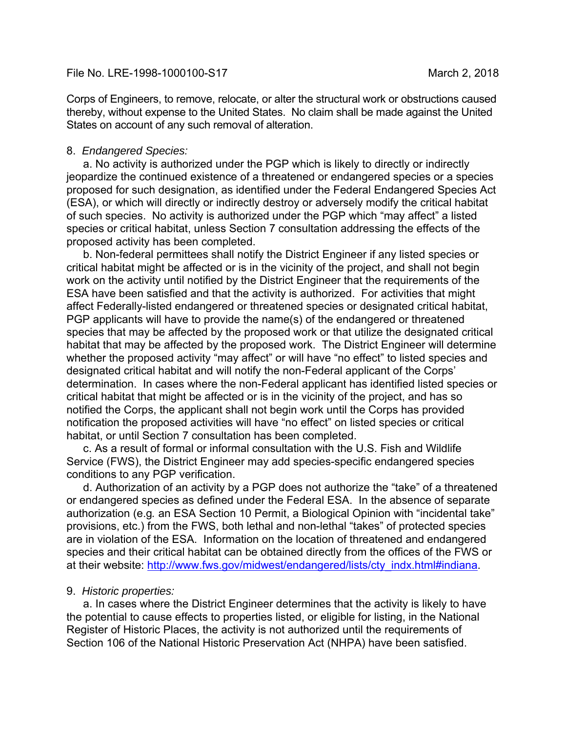Corps of Engineers, to remove, relocate, or alter the structural work or obstructions caused thereby, without expense to the United States. No claim shall be made against the United States on account of any such removal of alteration.

8. *Endangered Species:*

a. No activity is authorized under the PGP which is likely to directly or indirectly jeopardize the continued existence of a threatened or endangered species or a species proposed for such designation, as identified under the Federal Endangered Species Act (ESA), or which will directly or indirectly destroy or adversely modify the critical habitat of such species. No activity is authorized under the PGP which "may affect" a listed species or critical habitat, unless Section 7 consultation addressing the effects of the proposed activity has been completed.

b. Non-federal permittees shall notify the District Engineer if any listed species or critical habitat might be affected or is in the vicinity of the project, and shall not begin work on the activity until notified by the District Engineer that the requirements of the ESA have been satisfied and that the activity is authorized. For activities that might affect Federally-listed endangered or threatened species or designated critical habitat, PGP applicants will have to provide the name(s) of the endangered or threatened species that may be affected by the proposed work or that utilize the designated critical habitat that may be affected by the proposed work. The District Engineer will determine whether the proposed activity "may affect" or will have "no effect" to listed species and designated critical habitat and will notify the non-Federal applicant of the Corps' determination. In cases where the non-Federal applicant has identified listed species or critical habitat that might be affected or is in the vicinity of the project, and has so notified the Corps, the applicant shall not begin work until the Corps has provided notification the proposed activities will have "no effect" on listed species or critical habitat, or until Section 7 consultation has been completed.

c. As a result of formal or informal consultation with the U.S. Fish and Wildlife Service (FWS), the District Engineer may add species-specific endangered species conditions to any PGP verification.

d. Authorization of an activity by a PGP does not authorize the "take" of a threatened or endangered species as defined under the Federal ESA. In the absence of separate authorization (e.g. an ESA Section 10 Permit, a Biological Opinion with "incidental take" provisions, etc.) from the FWS, both lethal and non-lethal "takes" of protected species are in violation of the ESA. Information on the location of threatened and endangered species and their critical habitat can be obtained directly from the offices of the FWS or at their website: http://www.fws.gov/midwest/endangered/lists/cty_indx.html#indiana.

9. *Historic properties:*

a. In cases where the District Engineer determines that the activity is likely to have the potential to cause effects to properties listed, or eligible for listing, in the National Register of Historic Places, the activity is not authorized until the requirements of Section 106 of the National Historic Preservation Act (NHPA) have been satisfied.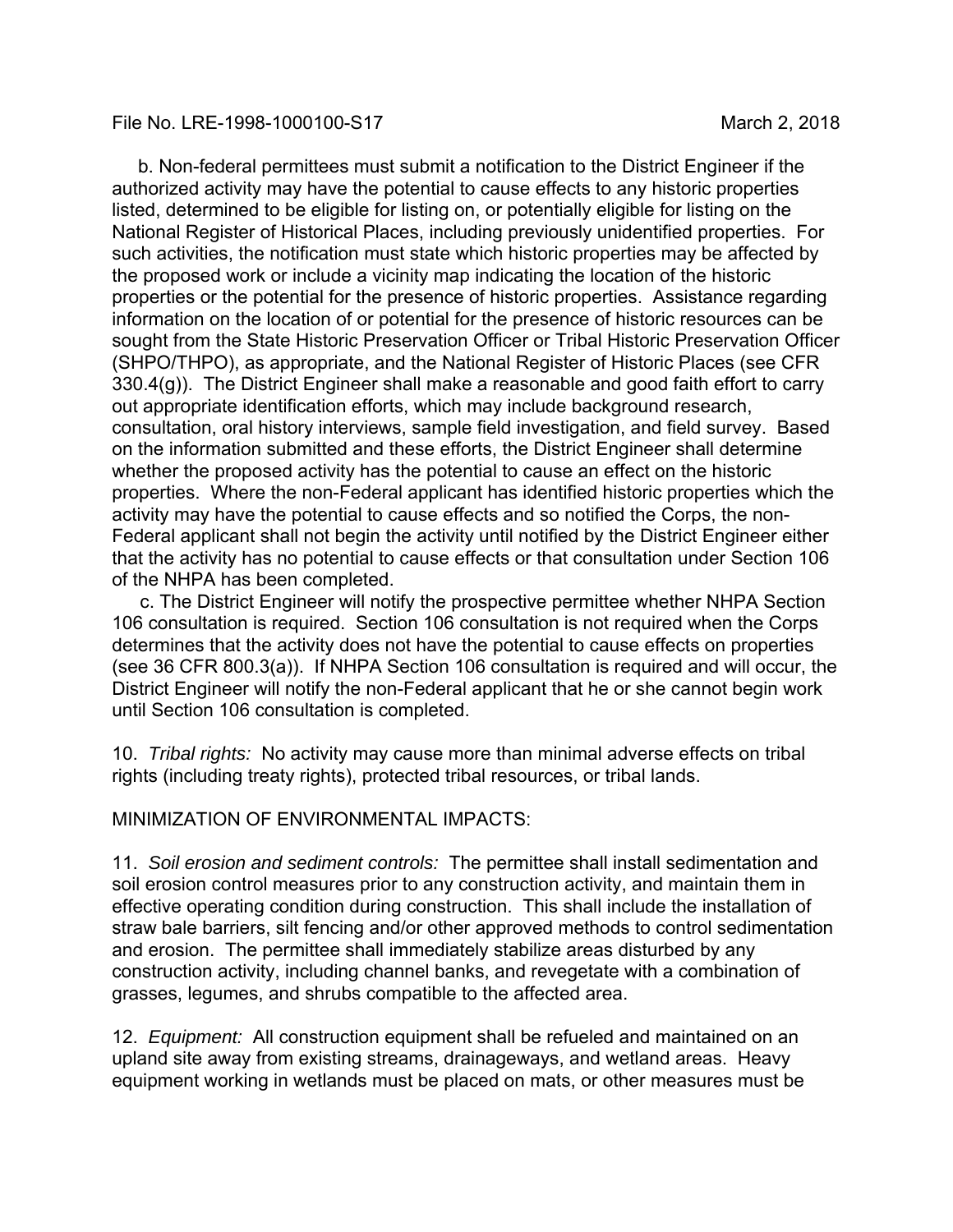b. Non-federal permittees must submit a notification to the District Engineer if the authorized activity may have the potential to cause effects to any historic properties listed, determined to be eligible for listing on, or potentially eligible for listing on the National Register of Historical Places, including previously unidentified properties. For such activities, the notification must state which historic properties may be affected by the proposed work or include a vicinity map indicating the location of the historic properties or the potential for the presence of historic properties. Assistance regarding information on the location of or potential for the presence of historic resources can be sought from the State Historic Preservation Officer or Tribal Historic Preservation Officer (SHPO/THPO), as appropriate, and the National Register of Historic Places (see CFR 330.4(g)). The District Engineer shall make a reasonable and good faith effort to carry out appropriate identification efforts, which may include background research, consultation, oral history interviews, sample field investigation, and field survey. Based on the information submitted and these efforts, the District Engineer shall determine whether the proposed activity has the potential to cause an effect on the historic properties. Where the non-Federal applicant has identified historic properties which the activity may have the potential to cause effects and so notified the Corps, the non-Federal applicant shall not begin the activity until notified by the District Engineer either that the activity has no potential to cause effects or that consultation under Section 106 of the NHPA has been completed.

c. The District Engineer will notify the prospective permittee whether NHPA Section 106 consultation is required. Section 106 consultation is not required when the Corps determines that the activity does not have the potential to cause effects on properties (see 36 CFR 800.3(a)). If NHPA Section 106 consultation is required and will occur, the District Engineer will notify the non-Federal applicant that he or she cannot begin work until Section 106 consultation is completed.

10. *Tribal rights:* No activity may cause more than minimal adverse effects on tribal rights (including treaty rights), protected tribal resources, or tribal lands.

MINIMIZATION OF ENVIRONMENTAL IMPACTS:

11. *Soil erosion and sediment controls:* The permittee shall install sedimentation and soil erosion control measures prior to any construction activity, and maintain them in effective operating condition during construction. This shall include the installation of straw bale barriers, silt fencing and/or other approved methods to control sedimentation and erosion. The permittee shall immediately stabilize areas disturbed by any construction activity, including channel banks, and revegetate with a combination of grasses, legumes, and shrubs compatible to the affected area.

12. *Equipment:* All construction equipment shall be refueled and maintained on an upland site away from existing streams, drainageways, and wetland areas. Heavy equipment working in wetlands must be placed on mats, or other measures must be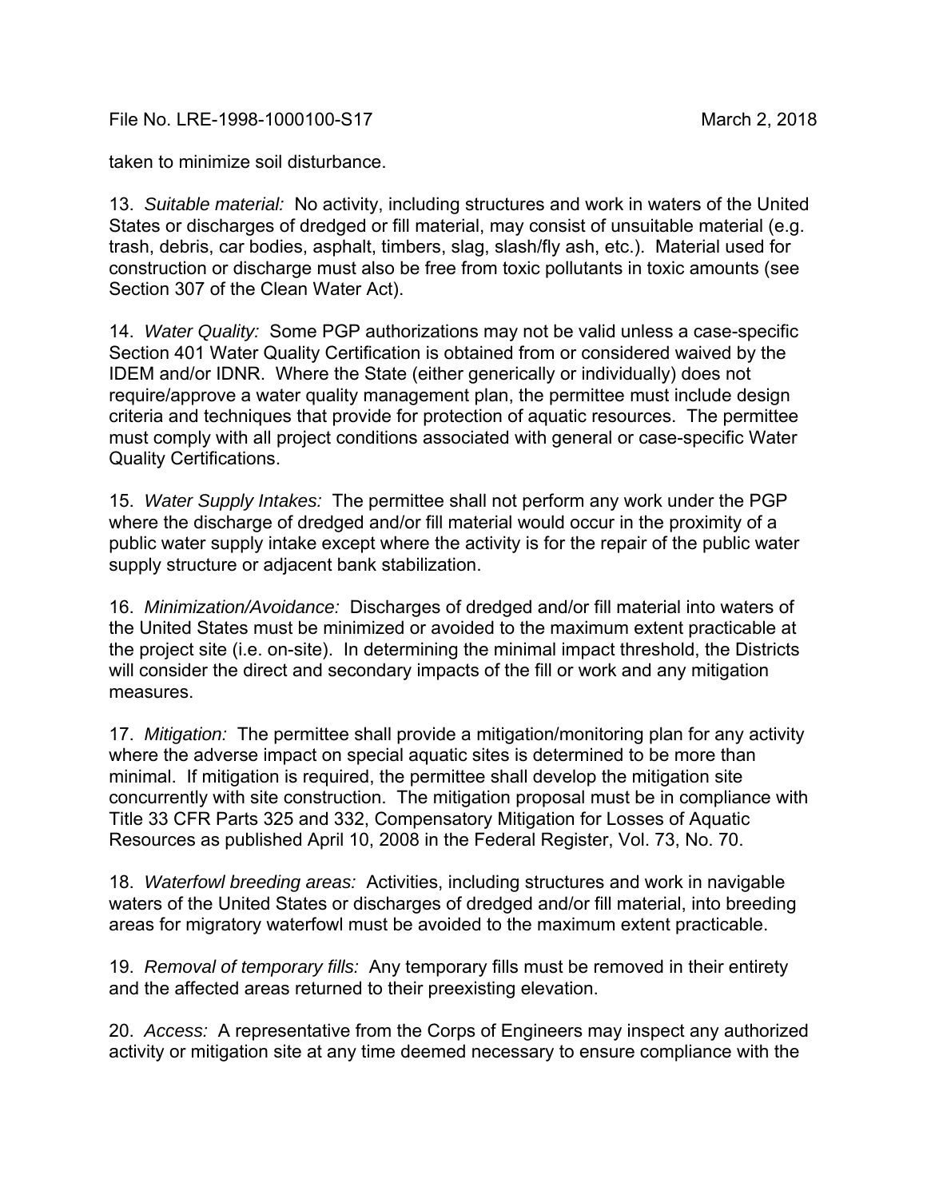taken to minimize soil disturbance.

13. *Suitable material:* No activity, including structures and work in waters of the United States or discharges of dredged or fill material, may consist of unsuitable material (e.g. trash, debris, car bodies, asphalt, timbers, slag, slash/fly ash, etc.). Material used for construction or discharge must also be free from toxic pollutants in toxic amounts (see Section 307 of the Clean Water Act).

14. *Water Quality:* Some PGP authorizations may not be valid unless a case-specific Section 401 Water Quality Certification is obtained from or considered waived by the IDEM and/or IDNR. Where the State (either generically or individually) does not require/approve a water quality management plan, the permittee must include design criteria and techniques that provide for protection of aquatic resources. The permittee must comply with all project conditions associated with general or case-specific Water Quality Certifications.

15. *Water Supply Intakes:* The permittee shall not perform any work under the PGP where the discharge of dredged and/or fill material would occur in the proximity of a public water supply intake except where the activity is for the repair of the public water supply structure or adjacent bank stabilization.

16. *Minimization/Avoidance:* Discharges of dredged and/or fill material into waters of the United States must be minimized or avoided to the maximum extent practicable at the project site (i.e. on-site). In determining the minimal impact threshold, the Districts will consider the direct and secondary impacts of the fill or work and any mitigation measures.

17. *Mitigation:* The permittee shall provide a mitigation/monitoring plan for any activity where the adverse impact on special aquatic sites is determined to be more than minimal. If mitigation is required, the permittee shall develop the mitigation site concurrently with site construction. The mitigation proposal must be in compliance with Title 33 CFR Parts 325 and 332, Compensatory Mitigation for Losses of Aquatic Resources as published April 10, 2008 in the Federal Register, Vol. 73, No. 70.

18. *Waterfowl breeding areas:* Activities, including structures and work in navigable waters of the United States or discharges of dredged and/or fill material, into breeding areas for migratory waterfowl must be avoided to the maximum extent practicable.

19. *Removal of temporary fills:* Any temporary fills must be removed in their entirety and the affected areas returned to their preexisting elevation.

20. *Access:* A representative from the Corps of Engineers may inspect any authorized activity or mitigation site at any time deemed necessary to ensure compliance with the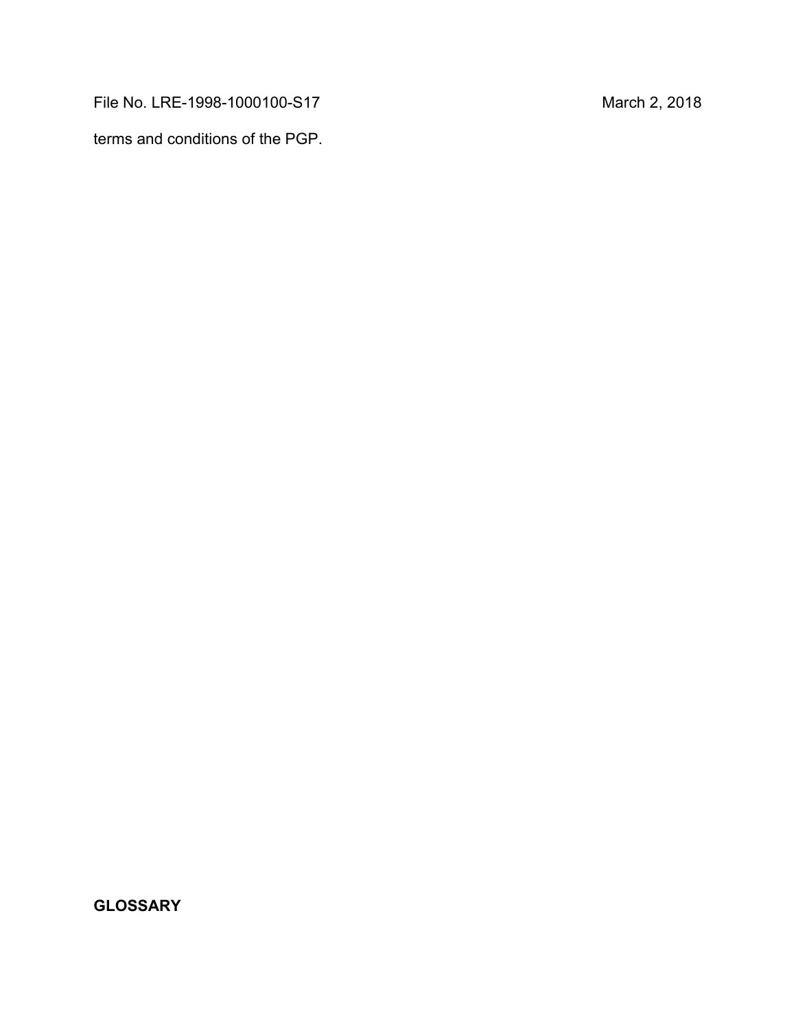terms and conditions of the PGP.

**GLOSSARY**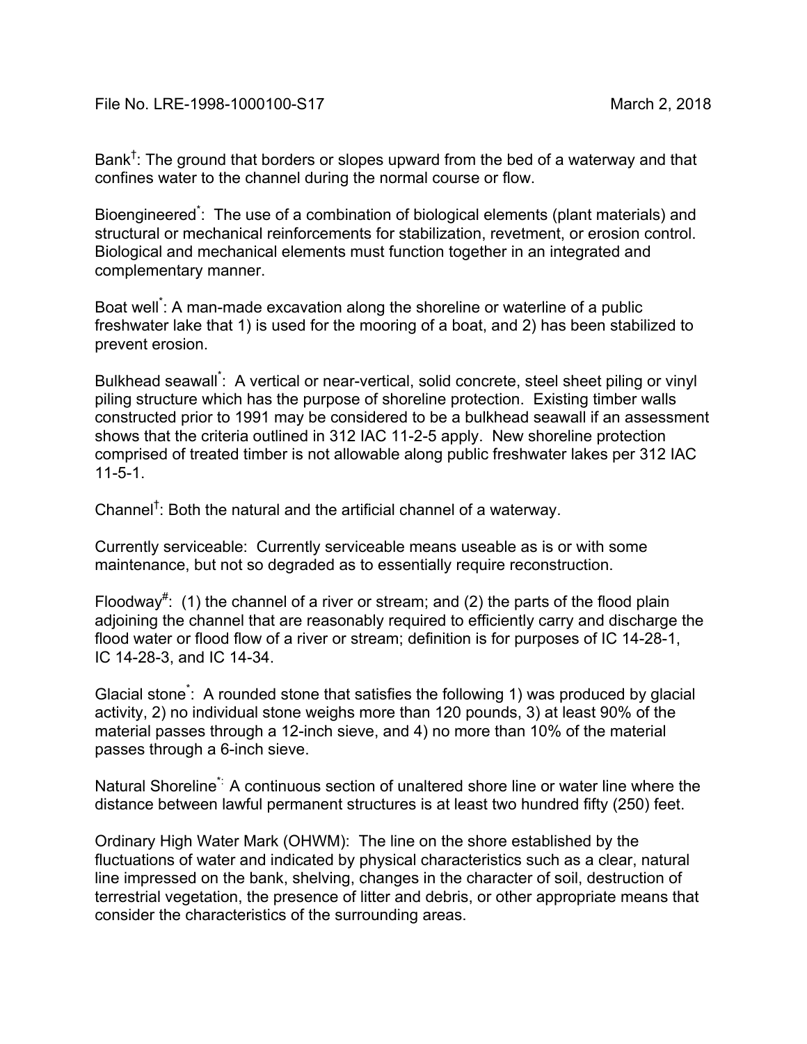File No. LRE-1998-1000100-S17 March 2, 2018

Bank†: The ground that borders or slopes upward from the bed of a waterway and that confines water to the channel during the normal course or flow.

Bioengineered*: The use of a combination of biological elements (plant materials) and structural or mechanical reinforcements for stabilization, revetment, or erosion control. Biological and mechanical elements must function together in an integrated and complementary manner.

Boat well*: A man-made excavation along the shoreline or waterline of a public freshwater lake that 1) is used for the mooring of a boat, and 2) has been stabilized to prevent erosion.

Bulkhead seawall*: A vertical or near-vertical, solid concrete, steel sheet piling or vinyl piling structure which has the purpose of shoreline protection. Existing timber walls constructed prior to 1991 may be considered to be a bulkhead seawall if an assessment shows that the criteria outlined in 312 IAC 11-2-5 apply. New shoreline protection comprised of treated timber is not allowable along public freshwater lakes per 312 IAC 11-5-1.

Channel†: Both the natural and the artificial channel of a waterway.

Currently serviceable: Currently serviceable means useable as is or with some maintenance, but not so degraded as to essentially require reconstruction.

Floodway#: (1) the channel of a river or stream; and (2) the parts of the flood plain adjoining the channel that are reasonably required to efficiently carry and discharge the flood water or flood flow of a river or stream; definition is for purposes of IC 14-28-1, IC 14-28-3, and IC 14-34.

Glacial stone*: A rounded stone that satisfies the following 1) was produced by glacial activity, 2) no individual stone weighs more than 120 pounds, 3) at least 90% of the material passes through a 12-inch sieve, and 4) no more than 10% of the material passes through a 6-inch sieve.

Natural Shoreline*: A continuous section of unaltered shore line or water line where the distance between lawful permanent structures is at least two hundred fifty (250) feet.

Ordinary High Water Mark (OHWM): The line on the shore established by the fluctuations of water and indicated by physical characteristics such as a clear, natural line impressed on the bank, shelving, changes in the character of soil, destruction of terrestrial vegetation, the presence of litter and debris, or other appropriate means that consider the characteristics of the surrounding areas.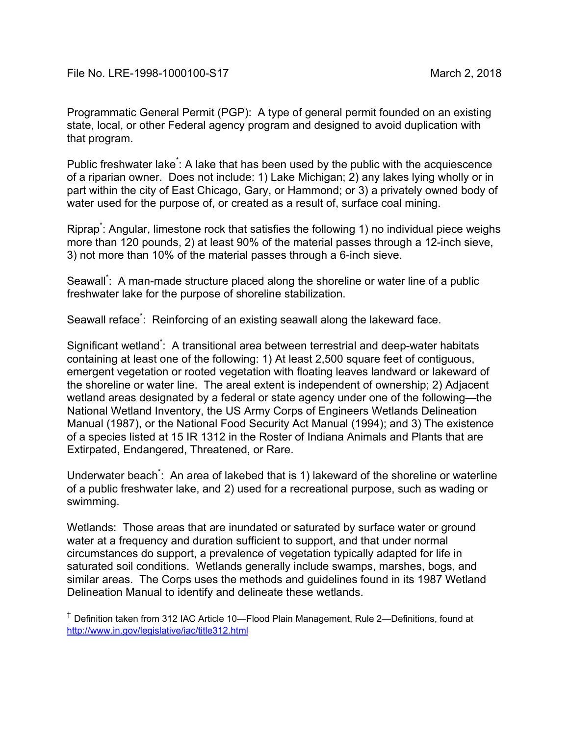Programmatic General Permit (PGP): A type of general permit founded on an existing state, local, or other Federal agency program and designed to avoid duplication with that program.

Public freshwater lake*: A lake that has been used by the public with the acquiescence of a riparian owner. Does not include: 1) Lake Michigan; 2) any lakes lying wholly or in part within the city of East Chicago, Gary, or Hammond; or 3) a privately owned body of water used for the purpose of, or created as a result of, surface coal mining.

Riprap*: Angular, limestone rock that satisfies the following 1) no individual piece weighs more than 120 pounds, 2) at least 90% of the material passes through a 12-inch sieve, 3) not more than 10% of the material passes through a 6-inch sieve.

Seawall*: A man-made structure placed along the shoreline or water line of a public freshwater lake for the purpose of shoreline stabilization.

Seawall reface*: Reinforcing of an existing seawall along the lakeward face.

Significant wetland*: A transitional area between terrestrial and deep-water habitats containing at least one of the following: 1) At least 2,500 square feet of contiguous, emergent vegetation or rooted vegetation with floating leaves landward or lakeward of the shoreline or water line. The areal extent is independent of ownership; 2) Adjacent wetland areas designated by a federal or state agency under one of the following—the National Wetland Inventory, the US Army Corps of Engineers Wetlands Delineation Manual (1987), or the National Food Security Act Manual (1994); and 3) The existence of a species listed at 15 IR 1312 in the Roster of Indiana Animals and Plants that are Extirpated, Endangered, Threatened, or Rare.

Underwater beach*: An area of lakebed that is 1) lakeward of the shoreline or waterline of a public freshwater lake, and 2) used for a recreational purpose, such as wading or swimming.

Wetlands: Those areas that are inundated or saturated by surface water or ground water at a frequency and duration sufficient to support, and that under normal circumstances do support, a prevalence of vegetation typically adapted for life in saturated soil conditions. Wetlands generally include swamps, marshes, bogs, and similar areas. The Corps uses the methods and guidelines found in its 1987 Wetland Delineation Manual to identify and delineate these wetlands.

† Definition taken from 312 IAC Article 10—Flood Plain Management, Rule 2—Definitions, found at http://www.in.gov/legislative/iac/title312.html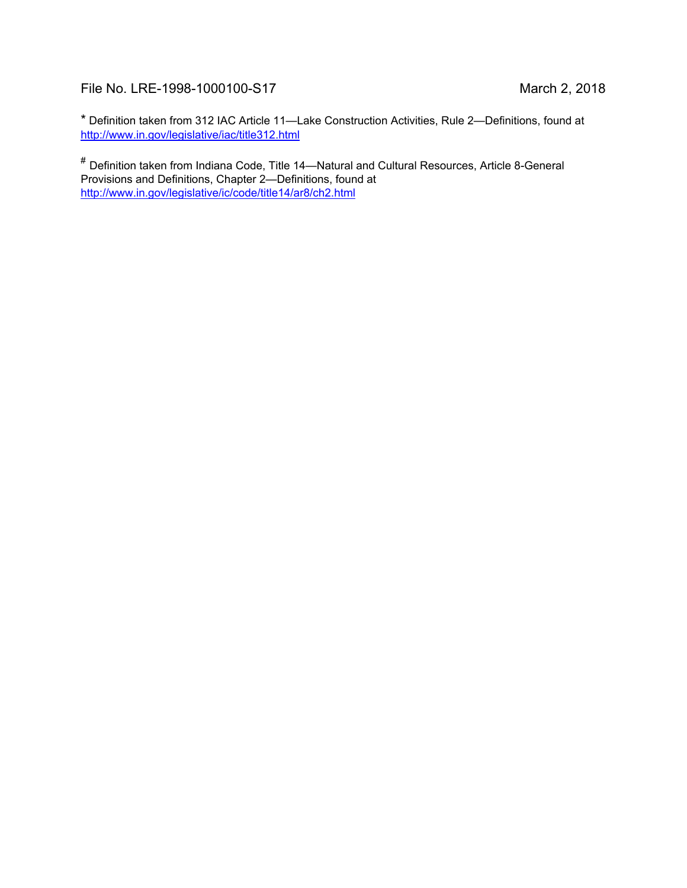[*] Definition taken from 312 IAC Article 11—Lake Construction Activities, Rule 2—Definitions, found at http://www.in.gov/legislative/iac/title312.html

[#] Definition taken from Indiana Code, Title 14—Natural and Cultural Resources, Article 8-General Provisions and Definitions, Chapter 2—Definitions, found at http://www.in.gov/legislative/ic/code/title14/ar8/ch2.html